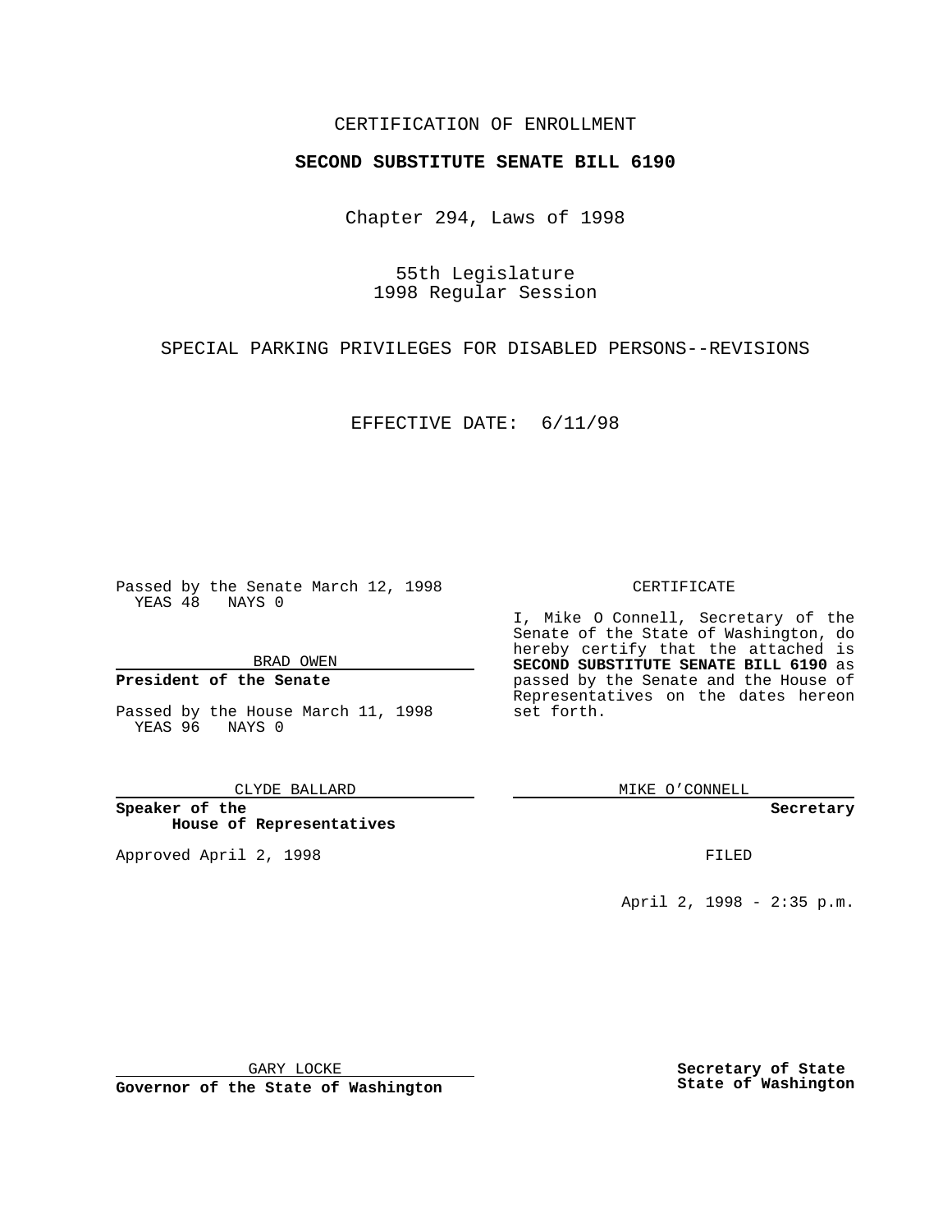CERTIFICATION OF ENROLLMENT

**SECOND SUBSTITUTE SENATE BILL 6190**

Chapter 294, Laws of 1998

55th Legislature
1998 Regular Session

SPECIAL PARKING PRIVILEGES FOR DISABLED PERSONS--REVISIONS

EFFECTIVE DATE: 6/11/98

Passed by the Senate March 12, 1998
YEAS 48 NAYS 0

BRAD OWEN

**President of the Senate**

Passed by the House March 11, 1998
YEAS 96 NAYS 0

CLYDE BALLARD

**Speaker of the House of Representatives**

Approved April 2, 1998

GARY LOCKE

**Governor of the State of Washington**

CERTIFICATE

I, Mike O Connell, Secretary of the Senate of the State of Washington, do hereby certify that the attached is **SECOND SUBSTITUTE SENATE BILL 6190** as passed by the Senate and the House of Representatives on the dates hereon set forth.

MIKE O'CONNELL

**Secretary**

FILED

April 2, 1998 - 2:35 p.m.

**Secretary of State**
**State of Washington**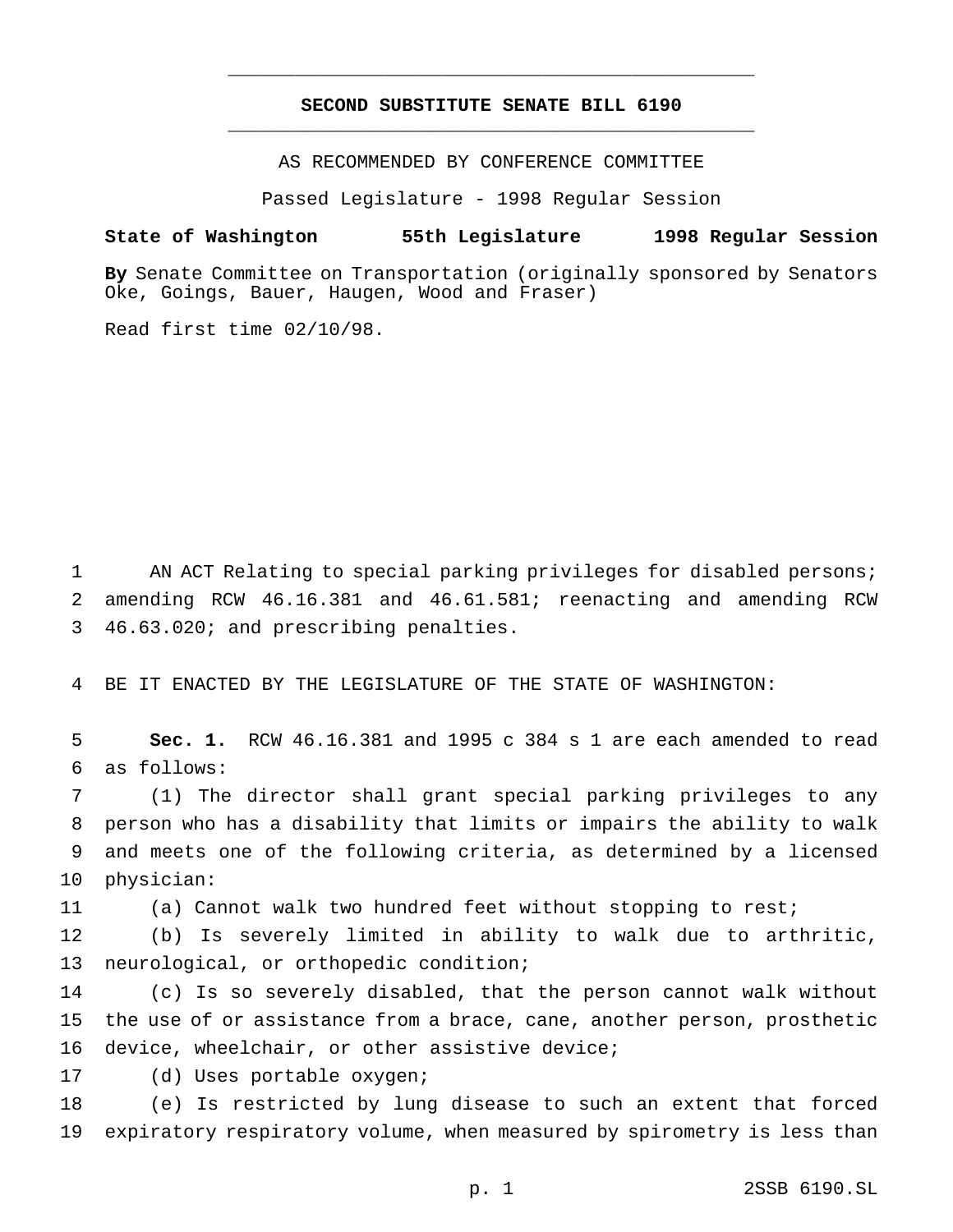# SECOND SUBSTITUTE SENATE BILL 6190

AS RECOMMENDED BY CONFERENCE COMMITTEE

Passed Legislature - 1998 Regular Session

**State of Washington 55th Legislature 1998 Regular Session**

**By** Senate Committee on Transportation (originally sponsored by Senators Oke, Goings, Bauer, Haugen, Wood and Fraser)

Read first time 02/10/98.

AN ACT Relating to special parking privileges for disabled persons; amending RCW 46.16.381 and 46.61.581; reenacting and amending RCW 46.63.020; and prescribing penalties.

BE IT ENACTED BY THE LEGISLATURE OF THE STATE OF WASHINGTON:

**Sec. 1.** RCW 46.16.381 and 1995 c 384 s 1 are each amended to read as follows:

(1) The director shall grant special parking privileges to any person who has a disability that limits or impairs the ability to walk and meets one of the following criteria, as determined by a licensed physician:

(a) Cannot walk two hundred feet without stopping to rest;

(b) Is severely limited in ability to walk due to arthritic, neurological, or orthopedic condition;

(c) Is so severely disabled, that the person cannot walk without the use of or assistance from a brace, cane, another person, prosthetic device, wheelchair, or other assistive device;

(d) Uses portable oxygen;

(e) Is restricted by lung disease to such an extent that forced expiratory respiratory volume, when measured by spirometry is less than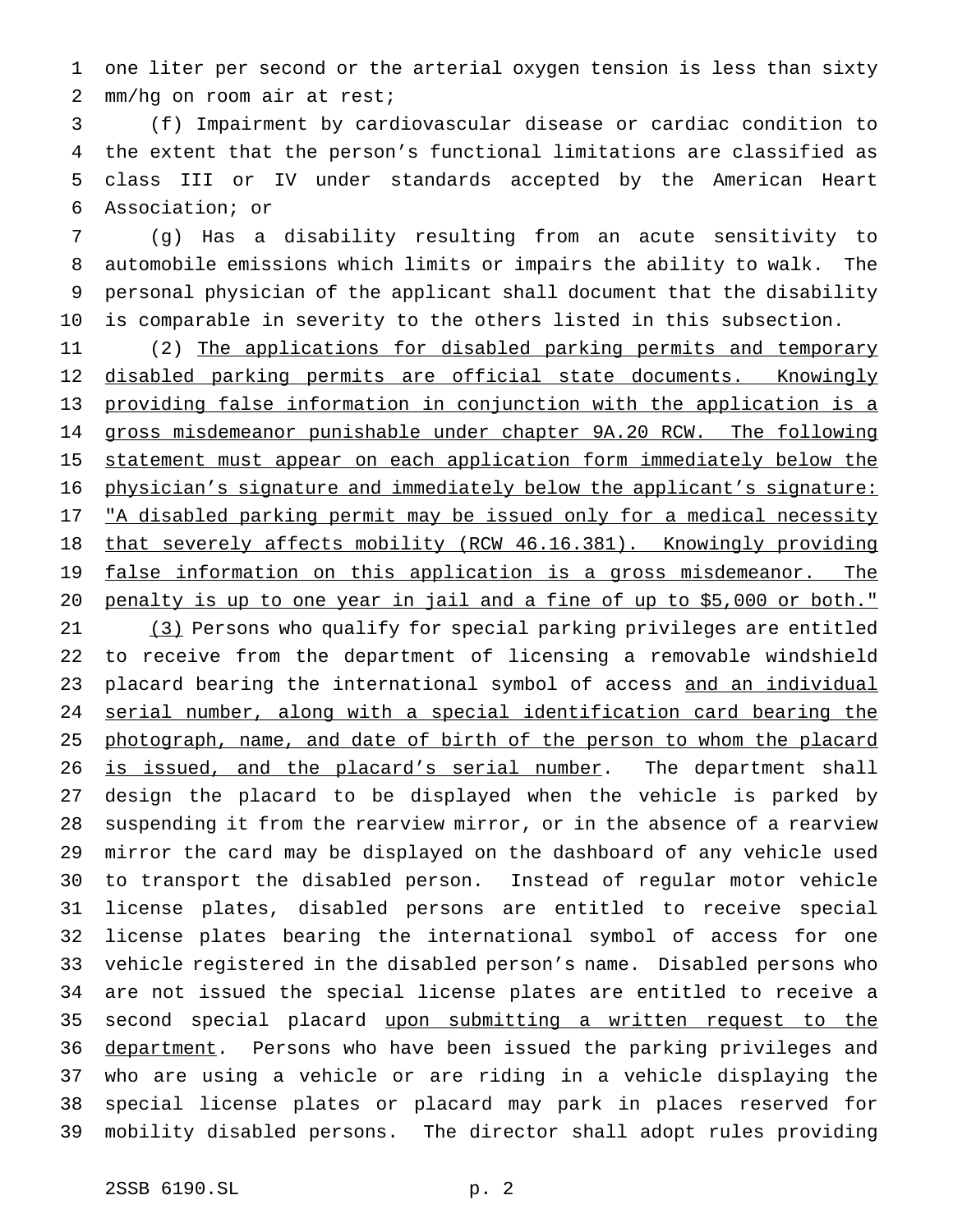one liter per second or the arterial oxygen tension is less than sixty mm/hg on room air at rest;

(f) Impairment by cardiovascular disease or cardiac condition to the extent that the person's functional limitations are classified as class III or IV under standards accepted by the American Heart Association; or

(g) Has a disability resulting from an acute sensitivity to automobile emissions which limits or impairs the ability to walk. The personal physician of the applicant shall document that the disability is comparable in severity to the others listed in this subsection.

(2) <u>The applications for disabled parking permits and temporary disabled parking permits are official state documents. Knowingly providing false information in conjunction with the application is a gross misdemeanor punishable under chapter 9A.20 RCW. The following statement must appear on each application form immediately below the physician's signature and immediately below the applicant's signature: "A disabled parking permit may be issued only for a medical necessity that severely affects mobility (RCW 46.16.381). Knowingly providing false information on this application is a gross misdemeanor. The penalty is up to one year in jail and a fine of up to $5,000 or both."</u>

<u>(3)</u> Persons who qualify for special parking privileges are entitled to receive from the department of licensing a removable windshield placard bearing the international symbol of access <u>and an individual serial number, along with a special identification card bearing the photograph, name, and date of birth of the person to whom the placard is issued, and the placard's serial number</u>. The department shall design the placard to be displayed when the vehicle is parked by suspending it from the rearview mirror, or in the absence of a rearview mirror the card may be displayed on the dashboard of any vehicle used to transport the disabled person. Instead of regular motor vehicle license plates, disabled persons are entitled to receive special license plates bearing the international symbol of access for one vehicle registered in the disabled person's name. Disabled persons who are not issued the special license plates are entitled to receive a second special placard <u>upon submitting a written request to the department</u>. Persons who have been issued the parking privileges and who are using a vehicle or are riding in a vehicle displaying the special license plates or placard may park in places reserved for mobility disabled persons. The director shall adopt rules providing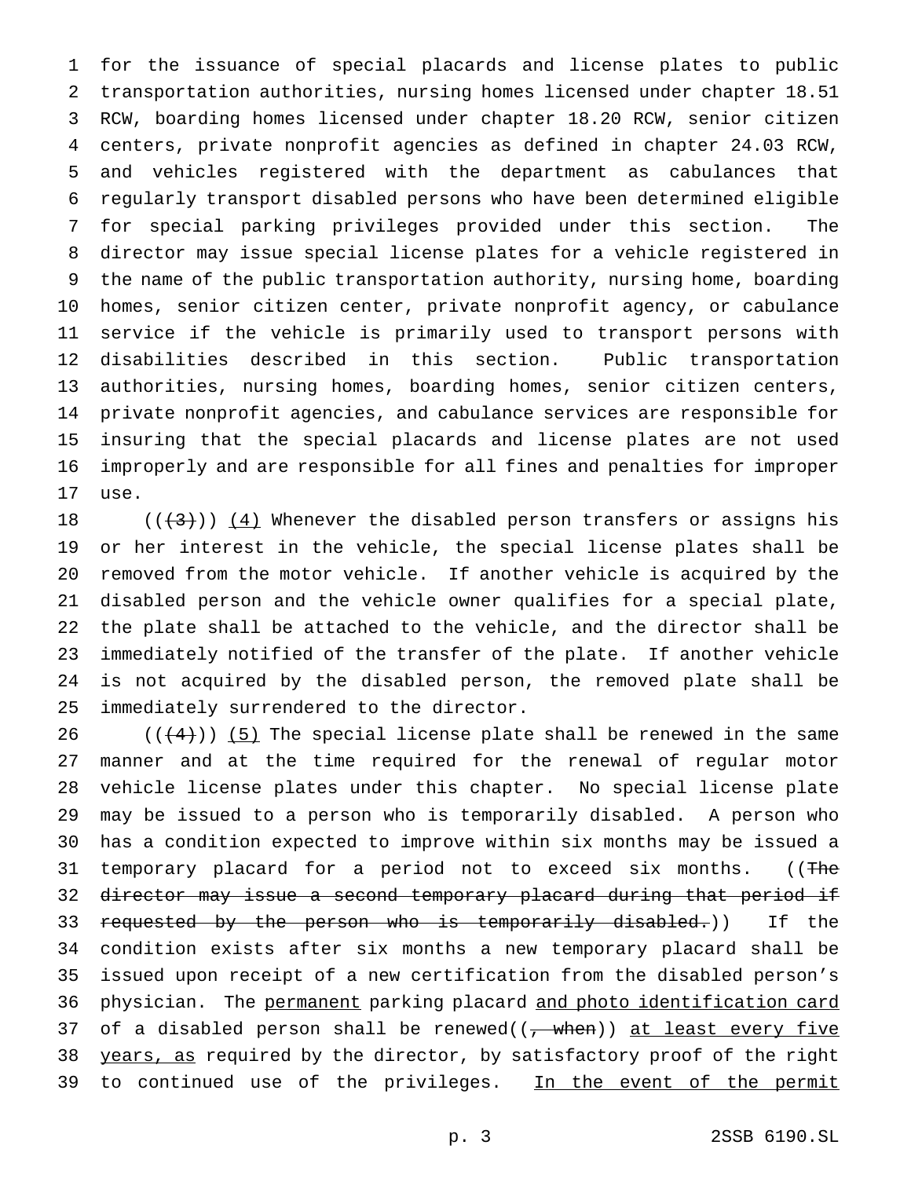for the issuance of special placards and license plates to public transportation authorities, nursing homes licensed under chapter 18.51 RCW, boarding homes licensed under chapter 18.20 RCW, senior citizen centers, private nonprofit agencies as defined in chapter 24.03 RCW, and vehicles registered with the department as cabulances that regularly transport disabled persons who have been determined eligible for special parking privileges provided under this section. The director may issue special license plates for a vehicle registered in the name of the public transportation authority, nursing home, boarding homes, senior citizen center, private nonprofit agency, or cabulance service if the vehicle is primarily used to transport persons with disabilities described in this section. Public transportation authorities, nursing homes, boarding homes, senior citizen centers, private nonprofit agencies, and cabulance services are responsible for insuring that the special placards and license plates are not used improperly and are responsible for all fines and penalties for improper use.

((~~(3)~~)) <u>(4)</u> Whenever the disabled person transfers or assigns his or her interest in the vehicle, the special license plates shall be removed from the motor vehicle. If another vehicle is acquired by the disabled person and the vehicle owner qualifies for a special plate, the plate shall be attached to the vehicle, and the director shall be immediately notified of the transfer of the plate. If another vehicle is not acquired by the disabled person, the removed plate shall be immediately surrendered to the director.

((~~(4)~~)) <u>(5)</u> The special license plate shall be renewed in the same manner and at the time required for the renewal of regular motor vehicle license plates under this chapter. No special license plate may be issued to a person who is temporarily disabled. A person who has a condition expected to improve within six months may be issued a temporary placard for a period not to exceed six months. ((~~The director may issue a second temporary placard during that period if requested by the person who is temporarily disabled.~~)) If the condition exists after six months a new temporary placard shall be issued upon receipt of a new certification from the disabled person's physician. The <u>permanent</u> parking placard <u>and photo identification card</u> of a disabled person shall be renewed((~~, when~~)) <u>at least every five years, as</u> required by the director, by satisfactory proof of the right to continued use of the privileges. <u>In the event of the permit</u>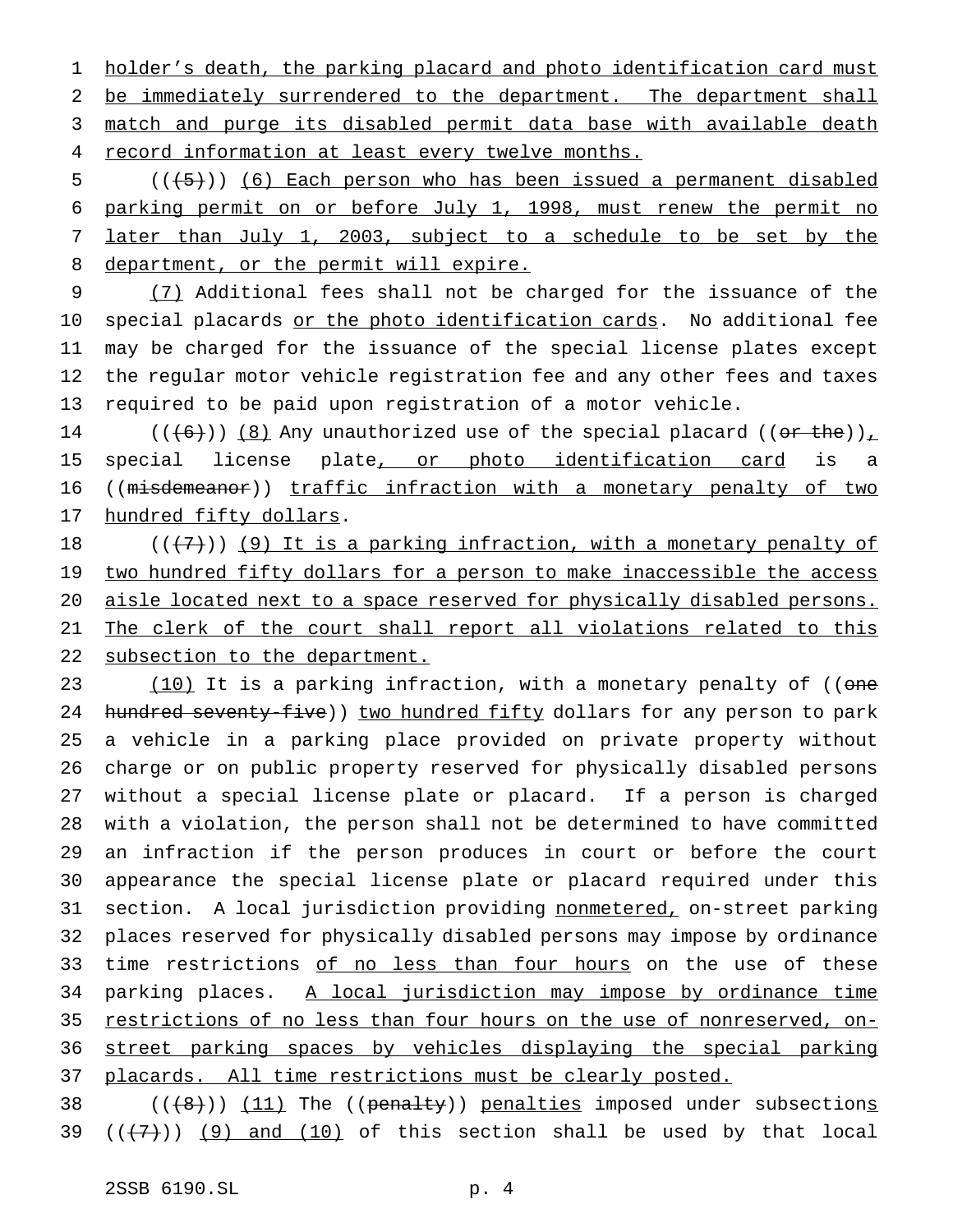holder's death, the parking placard and photo identification card must be immediately surrendered to the department. The department shall match and purge its disabled permit data base with available death record information at least every twelve months.

((~~(5)~~)) (6) Each person who has been issued a permanent disabled parking permit on or before July 1, 1998, must renew the permit no later than July 1, 2003, subject to a schedule to be set by the department, or the permit will expire.

(7) Additional fees shall not be charged for the issuance of the special placards or the photo identification cards. No additional fee may be charged for the issuance of the special license plates except the regular motor vehicle registration fee and any other fees and taxes required to be paid upon registration of a motor vehicle.

((~~(6)~~)) (8) Any unauthorized use of the special placard ((~~or the~~)), special license plate, or photo identification card is a ((~~misdemeanor~~)) traffic infraction with a monetary penalty of two hundred fifty dollars.

((~~(7)~~)) (9) It is a parking infraction, with a monetary penalty of two hundred fifty dollars for a person to make inaccessible the access aisle located next to a space reserved for physically disabled persons. The clerk of the court shall report all violations related to this subsection to the department.

(10) It is a parking infraction, with a monetary penalty of ((~~one hundred seventy-five~~)) two hundred fifty dollars for any person to park a vehicle in a parking place provided on private property without charge or on public property reserved for physically disabled persons without a special license plate or placard. If a person is charged with a violation, the person shall not be determined to have committed an infraction if the person produces in court or before the court appearance the special license plate or placard required under this section. A local jurisdiction providing nonmetered, on-street parking places reserved for physically disabled persons may impose by ordinance time restrictions of no less than four hours on the use of these parking places. A local jurisdiction may impose by ordinance time restrictions of no less than four hours on the use of nonreserved, on-street parking spaces by vehicles displaying the special parking placards. All time restrictions must be clearly posted.

((~~(8)~~)) (11) The ((~~penalty~~)) penalties imposed under subsections ((~~(7)~~)) (9) and (10) of this section shall be used by that local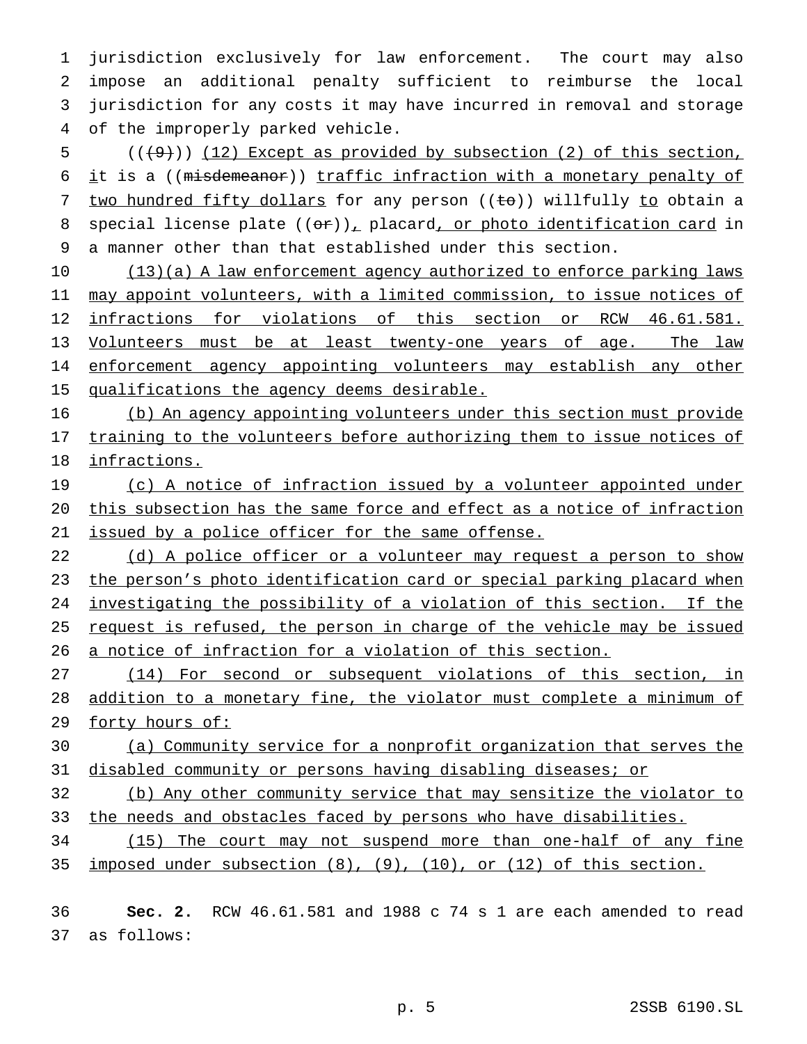jurisdiction exclusively for law enforcement. The court may also impose an additional penalty sufficient to reimburse the local jurisdiction for any costs it may have incurred in removal and storage of the improperly parked vehicle.

((~~(9)~~)) <u>(12) Except as provided by subsection (2) of this section, i</u>t is a ((~~misdemeanor~~)) <u>traffic infraction with a monetary penalty of two hundred fifty dollars</u> for any person ((~~to~~)) willfully <u>to</u> obtain a special license plate ((~~or~~))<u>,</u> placard<u>, or photo identification card</u> in a manner other than that established under this section.

<u>(13)(a) A law enforcement agency authorized to enforce parking laws may appoint volunteers, with a limited commission, to issue notices of infractions for violations of this section or RCW 46.61.581. Volunteers must be at least twenty-one years of age. The law enforcement agency appointing volunteers may establish any other qualifications the agency deems desirable.</u>

<u>(b) An agency appointing volunteers under this section must provide training to the volunteers before authorizing them to issue notices of infractions.</u>

<u>(c) A notice of infraction issued by a volunteer appointed under this subsection has the same force and effect as a notice of infraction issued by a police officer for the same offense.</u>

<u>(d) A police officer or a volunteer may request a person to show the person's photo identification card or special parking placard when investigating the possibility of a violation of this section. If the request is refused, the person in charge of the vehicle may be issued a notice of infraction for a violation of this section.</u>

<u>(14) For second or subsequent violations of this section, in addition to a monetary fine, the violator must complete a minimum of forty hours of:</u>

<u>(a) Community service for a nonprofit organization that serves the disabled community or persons having disabling diseases; or</u>

<u>(b) Any other community service that may sensitize the violator to the needs and obstacles faced by persons who have disabilities.</u>

<u>(15) The court may not suspend more than one-half of any fine imposed under subsection (8), (9), (10), or (12) of this section.</u>

**Sec. 2.** RCW 46.61.581 and 1988 c 74 s 1 are each amended to read as follows: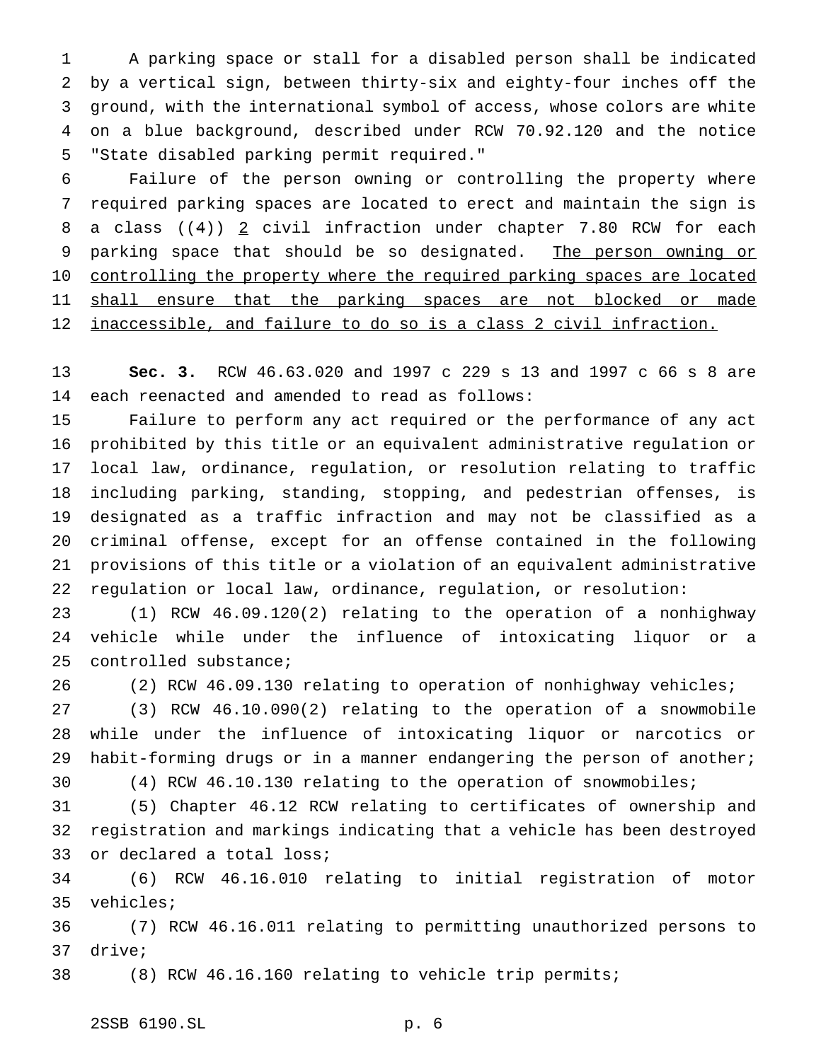A parking space or stall for a disabled person shall be indicated by a vertical sign, between thirty-six and eighty-four inches off the ground, with the international symbol of access, whose colors are white on a blue background, described under RCW 70.92.120 and the notice "State disabled parking permit required."

Failure of the person owning or controlling the property where required parking spaces are located to erect and maintain the sign is a class ((~~4~~)) <u>2</u> civil infraction under chapter 7.80 RCW for each parking space that should be so designated. <u>The person owning or controlling the property where the required parking spaces are located shall ensure that the parking spaces are not blocked or made inaccessible, and failure to do so is a class 2 civil infraction.</u>

**Sec. 3.** RCW 46.63.020 and 1997 c 229 s 13 and 1997 c 66 s 8 are each reenacted and amended to read as follows:

Failure to perform any act required or the performance of any act prohibited by this title or an equivalent administrative regulation or local law, ordinance, regulation, or resolution relating to traffic including parking, standing, stopping, and pedestrian offenses, is designated as a traffic infraction and may not be classified as a criminal offense, except for an offense contained in the following provisions of this title or a violation of an equivalent administrative regulation or local law, ordinance, regulation, or resolution:

(1) RCW 46.09.120(2) relating to the operation of a nonhighway vehicle while under the influence of intoxicating liquor or a controlled substance;

(2) RCW 46.09.130 relating to operation of nonhighway vehicles;

(3) RCW 46.10.090(2) relating to the operation of a snowmobile while under the influence of intoxicating liquor or narcotics or habit-forming drugs or in a manner endangering the person of another;

(4) RCW 46.10.130 relating to the operation of snowmobiles;

(5) Chapter 46.12 RCW relating to certificates of ownership and registration and markings indicating that a vehicle has been destroyed or declared a total loss;

(6) RCW 46.16.010 relating to initial registration of motor vehicles;

(7) RCW 46.16.011 relating to permitting unauthorized persons to drive;

(8) RCW 46.16.160 relating to vehicle trip permits;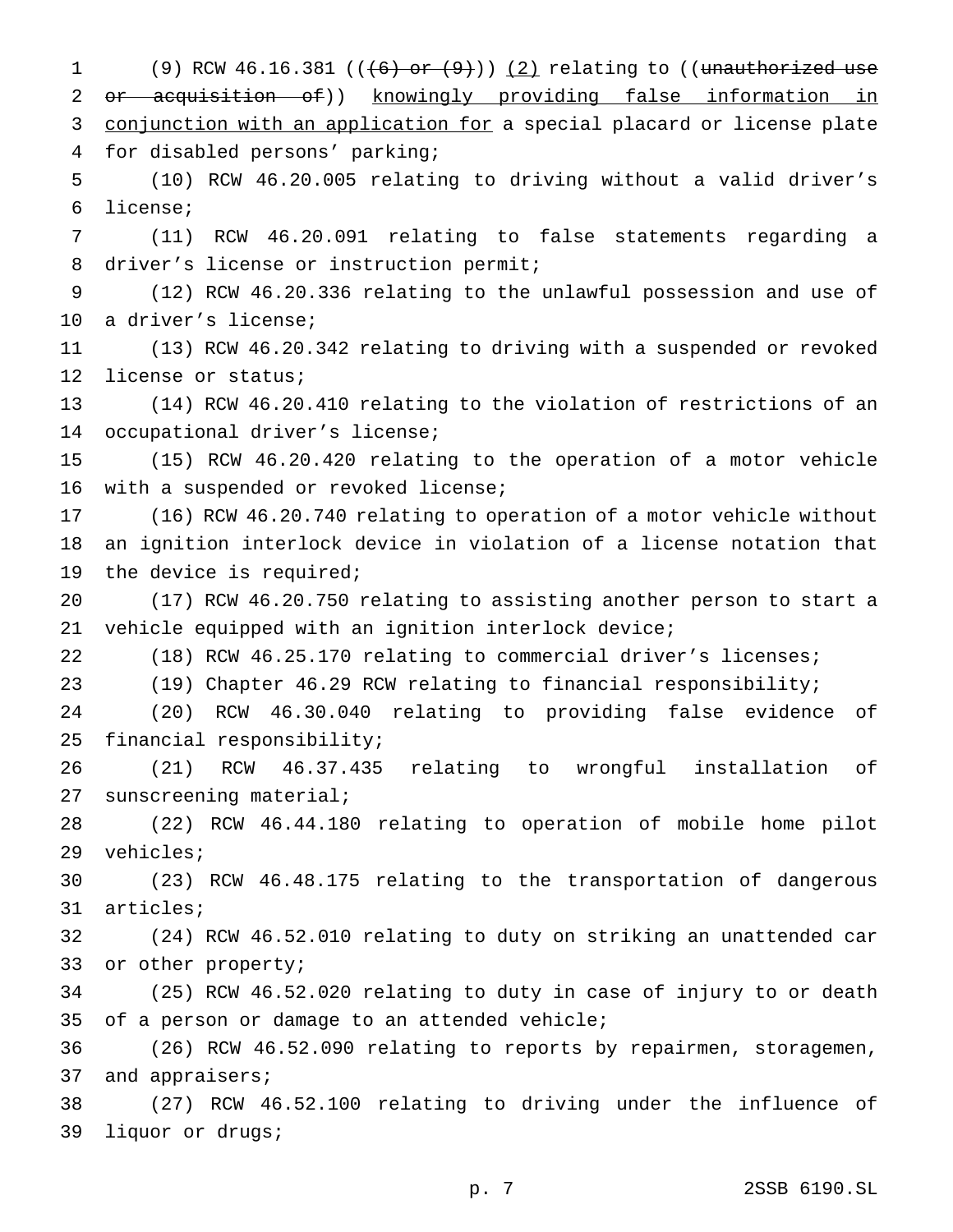(9) RCW 46.16.381 ((~~(6) or (9)~~)) <u>(2)</u> relating to ((~~unauthorized use or acquisition of~~)) <u>knowingly providing false information in conjunction with an application for</u> a special placard or license plate for disabled persons' parking;

(10) RCW 46.20.005 relating to driving without a valid driver's license;

(11) RCW 46.20.091 relating to false statements regarding a driver's license or instruction permit;

(12) RCW 46.20.336 relating to the unlawful possession and use of a driver's license;

(13) RCW 46.20.342 relating to driving with a suspended or revoked license or status;

(14) RCW 46.20.410 relating to the violation of restrictions of an occupational driver's license;

(15) RCW 46.20.420 relating to the operation of a motor vehicle with a suspended or revoked license;

(16) RCW 46.20.740 relating to operation of a motor vehicle without an ignition interlock device in violation of a license notation that the device is required;

(17) RCW 46.20.750 relating to assisting another person to start a vehicle equipped with an ignition interlock device;

(18) RCW 46.25.170 relating to commercial driver's licenses;

(19) Chapter 46.29 RCW relating to financial responsibility;

(20) RCW 46.30.040 relating to providing false evidence of financial responsibility;

(21) RCW 46.37.435 relating to wrongful installation of sunscreening material;

(22) RCW 46.44.180 relating to operation of mobile home pilot vehicles;

(23) RCW 46.48.175 relating to the transportation of dangerous articles;

(24) RCW 46.52.010 relating to duty on striking an unattended car or other property;

(25) RCW 46.52.020 relating to duty in case of injury to or death of a person or damage to an attended vehicle;

(26) RCW 46.52.090 relating to reports by repairmen, storagemen, and appraisers;

(27) RCW 46.52.100 relating to driving under the influence of liquor or drugs;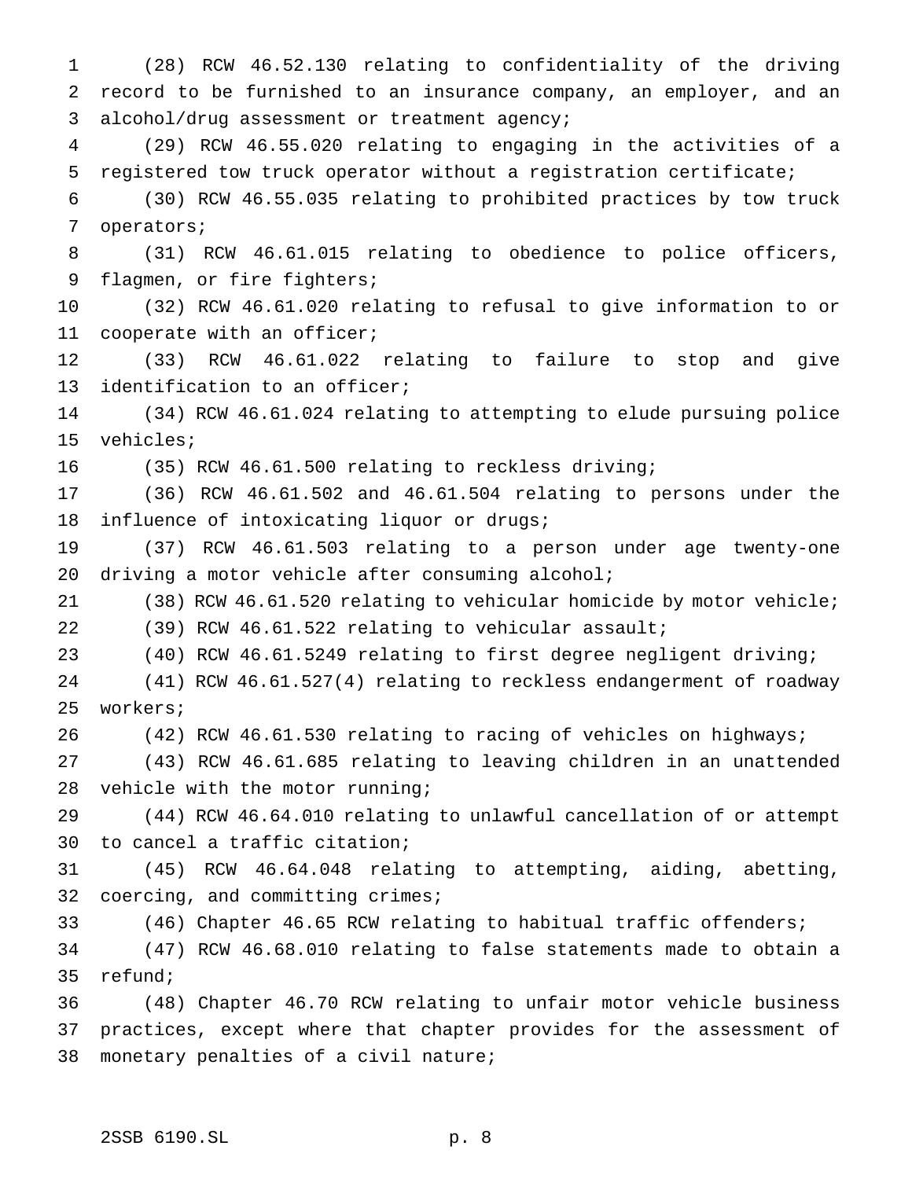(28) RCW 46.52.130 relating to confidentiality of the driving record to be furnished to an insurance company, an employer, and an alcohol/drug assessment or treatment agency;

(29) RCW 46.55.020 relating to engaging in the activities of a registered tow truck operator without a registration certificate;

(30) RCW 46.55.035 relating to prohibited practices by tow truck operators;

(31) RCW 46.61.015 relating to obedience to police officers, flagmen, or fire fighters;

(32) RCW 46.61.020 relating to refusal to give information to or cooperate with an officer;

(33) RCW 46.61.022 relating to failure to stop and give identification to an officer;

(34) RCW 46.61.024 relating to attempting to elude pursuing police vehicles;

(35) RCW 46.61.500 relating to reckless driving;

(36) RCW 46.61.502 and 46.61.504 relating to persons under the influence of intoxicating liquor or drugs;

(37) RCW 46.61.503 relating to a person under age twenty-one driving a motor vehicle after consuming alcohol;

(38) RCW 46.61.520 relating to vehicular homicide by motor vehicle;

(39) RCW 46.61.522 relating to vehicular assault;

(40) RCW 46.61.5249 relating to first degree negligent driving;

(41) RCW 46.61.527(4) relating to reckless endangerment of roadway workers;

(42) RCW 46.61.530 relating to racing of vehicles on highways;

(43) RCW 46.61.685 relating to leaving children in an unattended vehicle with the motor running;

(44) RCW 46.64.010 relating to unlawful cancellation of or attempt to cancel a traffic citation;

(45) RCW 46.64.048 relating to attempting, aiding, abetting, coercing, and committing crimes;

(46) Chapter 46.65 RCW relating to habitual traffic offenders;

(47) RCW 46.68.010 relating to false statements made to obtain a refund;

(48) Chapter 46.70 RCW relating to unfair motor vehicle business practices, except where that chapter provides for the assessment of monetary penalties of a civil nature;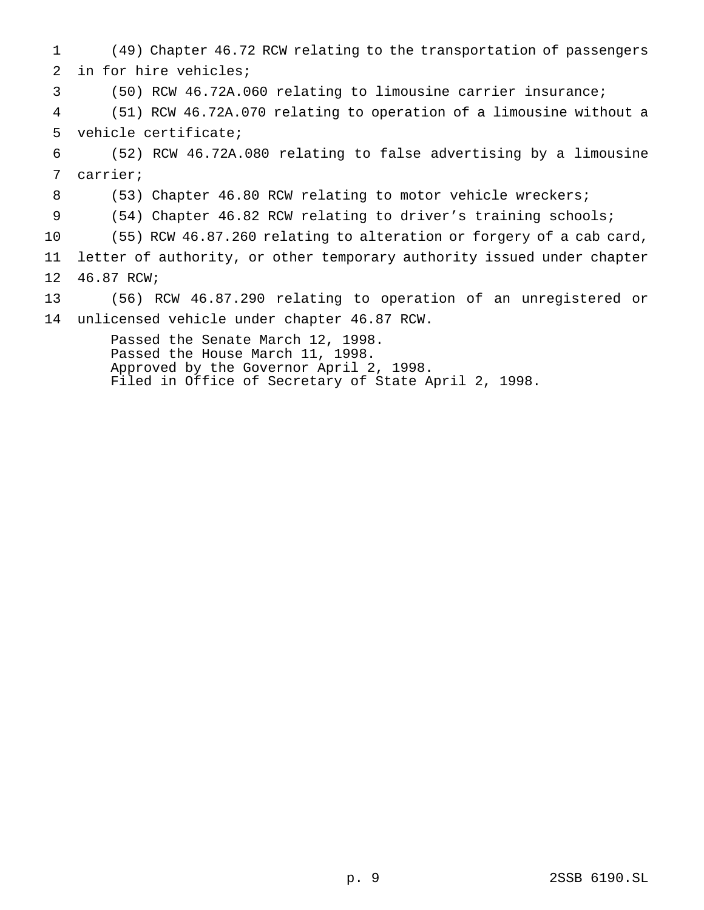(49) Chapter 46.72 RCW relating to the transportation of passengers in for hire vehicles;

(50) RCW 46.72A.060 relating to limousine carrier insurance;

(51) RCW 46.72A.070 relating to operation of a limousine without a vehicle certificate;

(52) RCW 46.72A.080 relating to false advertising by a limousine carrier;

(53) Chapter 46.80 RCW relating to motor vehicle wreckers;

(54) Chapter 46.82 RCW relating to driver's training schools;

(55) RCW 46.87.260 relating to alteration or forgery of a cab card, letter of authority, or other temporary authority issued under chapter 46.87 RCW;

(56) RCW 46.87.290 relating to operation of an unregistered or unlicensed vehicle under chapter 46.87 RCW.

Passed the Senate March 12, 1998.
Passed the House March 11, 1998.
Approved by the Governor April 2, 1998.
Filed in Office of Secretary of State April 2, 1998.